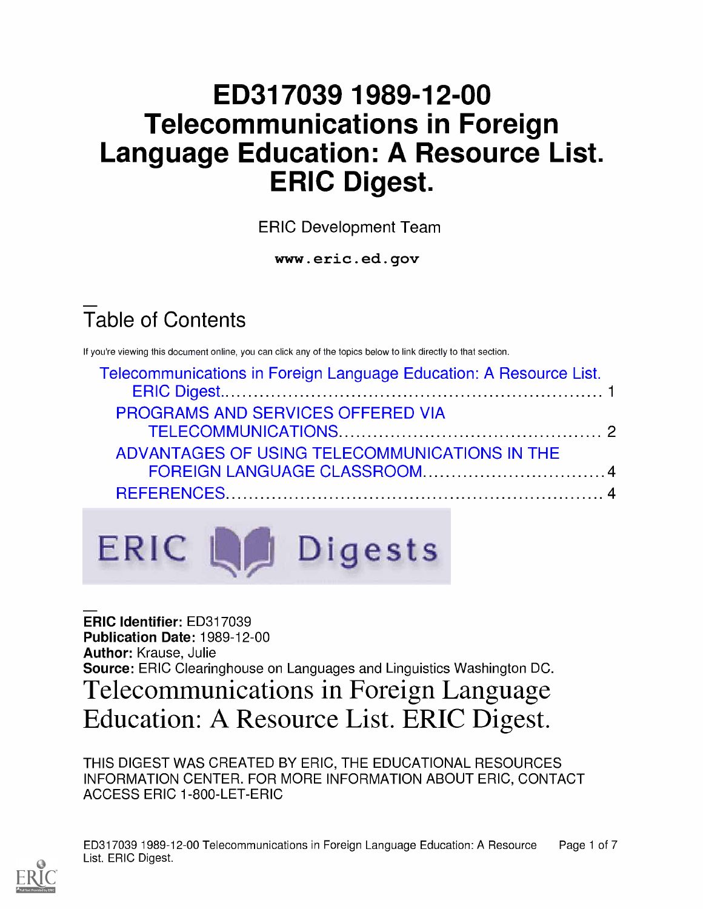# ED317039 1989-12-00 Telecommunications in Foreign Language Education: A Resource List. ERIC Digest.

ERIC Development Team

**www.eric.ed.gov**

## Table of Contents

If you're viewing this document online, you can click any of the topics below to link directly to that section.

- Telecommunications in Foreign Language Education: A Resource List. ERIC Digest.......... 1
  - PROGRAMS AND SERVICES OFFERED VIA TELECOMMUNICATIONS.......... 2
  - ADVANTAGES OF USING TELECOMMUNICATIONS IN THE FOREIGN LANGUAGE CLASSROOM.......... 4
  - REFERENCES.......... 4

ERIC Digests

**ERIC Identifier:** ED317039
**Publication Date:** 1989-12-00
**Author:** Krause, Julie
**Source:** ERIC Clearinghouse on Languages and Linguistics Washington DC.

# Telecommunications in Foreign Language Education: A Resource List. ERIC Digest.

THIS DIGEST WAS CREATED BY ERIC, THE EDUCATIONAL RESOURCES INFORMATION CENTER. FOR MORE INFORMATION ABOUT ERIC, CONTACT ACCESS ERIC 1-800-LET-ERIC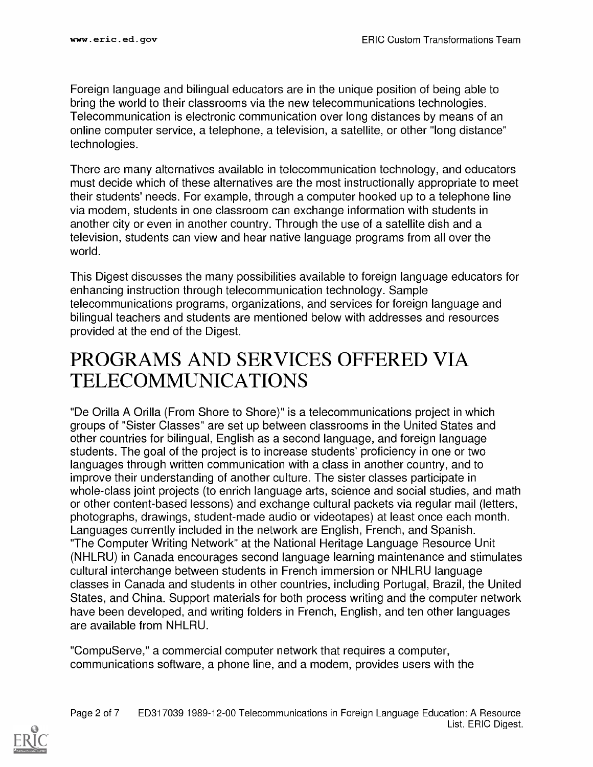Foreign language and bilingual educators are in the unique position of being able to bring the world to their classrooms via the new telecommunications technologies. Telecommunication is electronic communication over long distances by means of an online computer service, a telephone, a television, a satellite, or other "long distance" technologies.

There are many alternatives available in telecommunication technology, and educators must decide which of these alternatives are the most instructionally appropriate to meet their students' needs. For example, through a computer hooked up to a telephone line via modem, students in one classroom can exchange information with students in another city or even in another country. Through the use of a satellite dish and a television, students can view and hear native language programs from all over the world.

This Digest discusses the many possibilities available to foreign language educators for enhancing instruction through telecommunication technology. Sample telecommunications programs, organizations, and services for foreign language and bilingual teachers and students are mentioned below with addresses and resources provided at the end of the Digest.

# PROGRAMS AND SERVICES OFFERED VIA TELECOMMUNICATIONS

"De Orilla A Orilla (From Shore to Shore)" is a telecommunications project in which groups of "Sister Classes" are set up between classrooms in the United States and other countries for bilingual, English as a second language, and foreign language students. The goal of the project is to increase students' proficiency in one or two languages through written communication with a class in another country, and to improve their understanding of another culture. The sister classes participate in whole-class joint projects (to enrich language arts, science and social studies, and math or other content-based lessons) and exchange cultural packets via regular mail (letters, photographs, drawings, student-made audio or videotapes) at least once each month. Languages currently included in the network are English, French, and Spanish.
"The Computer Writing Network" at the National Heritage Language Resource Unit (NHLRU) in Canada encourages second language learning maintenance and stimulates cultural interchange between students in French immersion or NHLRU language classes in Canada and students in other countries, including Portugal, Brazil, the United States, and China. Support materials for both process writing and the computer network have been developed, and writing folders in French, English, and ten other languages are available from NHLRU.

"CompuServe," a commercial computer network that requires a computer, communications software, a phone line, and a modem, provides users with the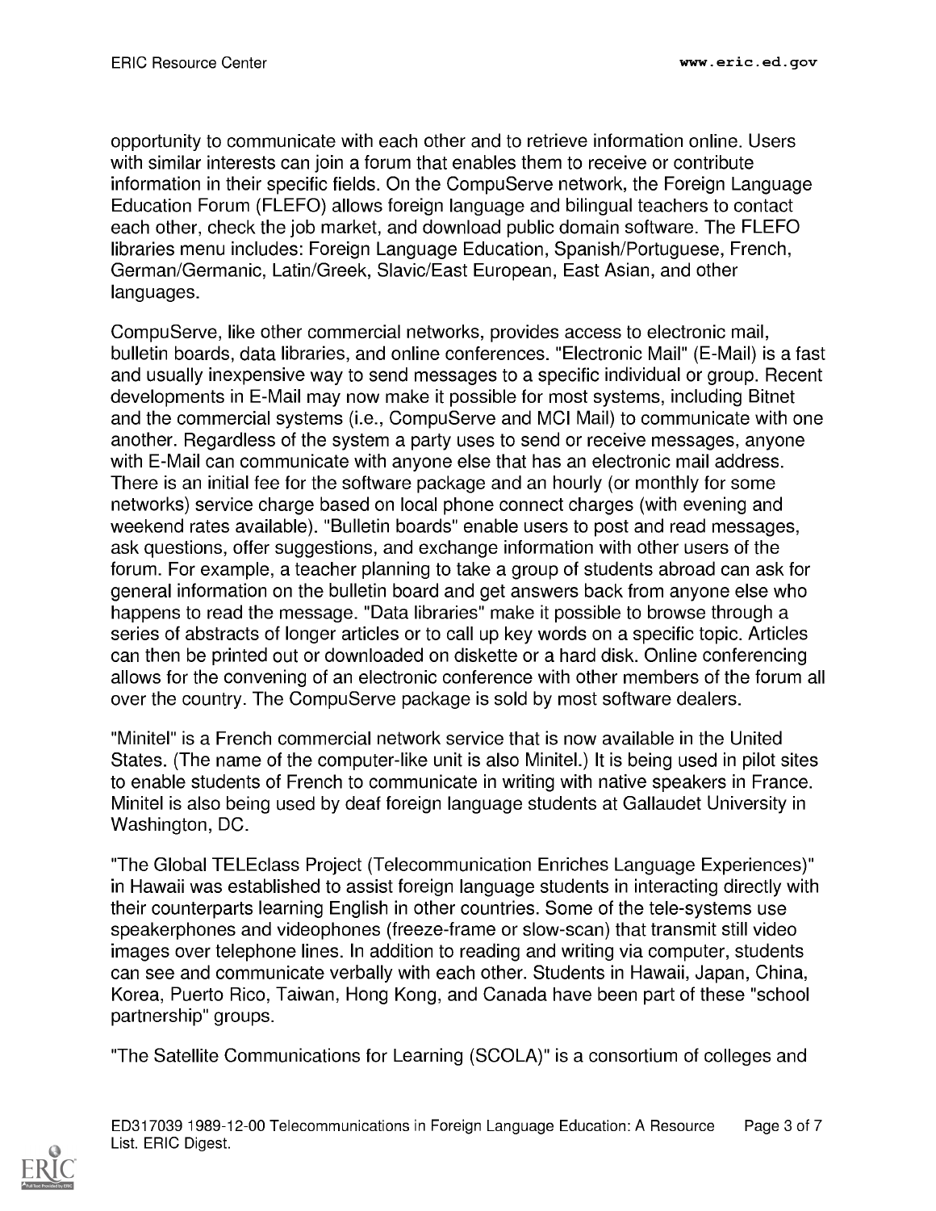opportunity to communicate with each other and to retrieve information online. Users with similar interests can join a forum that enables them to receive or contribute information in their specific fields. On the CompuServe network, the Foreign Language Education Forum (FLEFO) allows foreign language and bilingual teachers to contact each other, check the job market, and download public domain software. The FLEFO libraries menu includes: Foreign Language Education, Spanish/Portuguese, French, German/Germanic, Latin/Greek, Slavic/East European, East Asian, and other languages.

CompuServe, like other commercial networks, provides access to electronic mail, bulletin boards, data libraries, and online conferences. "Electronic Mail" (E-Mail) is a fast and usually inexpensive way to send messages to a specific individual or group. Recent developments in E-Mail may now make it possible for most systems, including Bitnet and the commercial systems (i.e., CompuServe and MCI Mail) to communicate with one another. Regardless of the system a party uses to send or receive messages, anyone with E-Mail can communicate with anyone else that has an electronic mail address. There is an initial fee for the software package and an hourly (or monthly for some networks) service charge based on local phone connect charges (with evening and weekend rates available). "Bulletin boards" enable users to post and read messages, ask questions, offer suggestions, and exchange information with other users of the forum. For example, a teacher planning to take a group of students abroad can ask for general information on the bulletin board and get answers back from anyone else who happens to read the message. "Data libraries" make it possible to browse through a series of abstracts of longer articles or to call up key words on a specific topic. Articles can then be printed out or downloaded on diskette or a hard disk. Online conferencing allows for the convening of an electronic conference with other members of the forum all over the country. The CompuServe package is sold by most software dealers.

"Minitel" is a French commercial network service that is now available in the United States. (The name of the computer-like unit is also Minitel.) It is being used in pilot sites to enable students of French to communicate in writing with native speakers in France. Minitel is also being used by deaf foreign language students at Gallaudet University in Washington, DC.

"The Global TELEclass Project (Telecommunication Enriches Language Experiences)" in Hawaii was established to assist foreign language students in interacting directly with their counterparts learning English in other countries. Some of the tele-systems use speakerphones and videophones (freeze-frame or slow-scan) that transmit still video images over telephone lines. In addition to reading and writing via computer, students can see and communicate verbally with each other. Students in Hawaii, Japan, China, Korea, Puerto Rico, Taiwan, Hong Kong, and Canada have been part of these "school partnership" groups.

"The Satellite Communications for Learning (SCOLA)" is a consortium of colleges and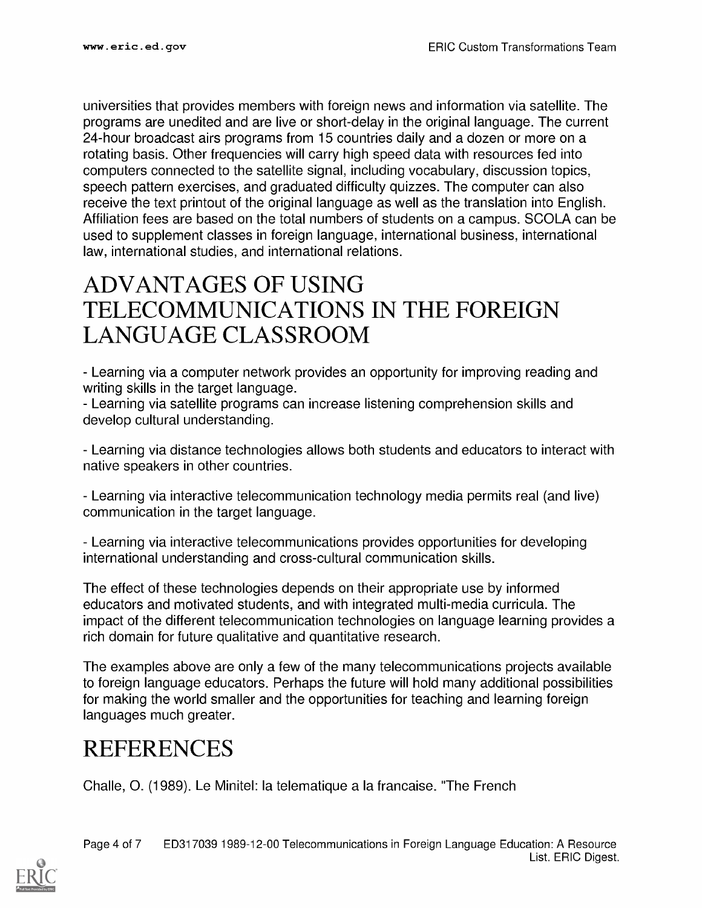universities that provides members with foreign news and information via satellite. The programs are unedited and are live or short-delay in the original language. The current 24-hour broadcast airs programs from 15 countries daily and a dozen or more on a rotating basis. Other frequencies will carry high speed data with resources fed into computers connected to the satellite signal, including vocabulary, discussion topics, speech pattern exercises, and graduated difficulty quizzes. The computer can also receive the text printout of the original language as well as the translation into English. Affiliation fees are based on the total numbers of students on a campus. SCOLA can be used to supplement classes in foreign language, international business, international law, international studies, and international relations.

# ADVANTAGES OF USING TELECOMMUNICATIONS IN THE FOREIGN LANGUAGE CLASSROOM

- Learning via a computer network provides an opportunity for improving reading and writing skills in the target language.
- Learning via satellite programs can increase listening comprehension skills and develop cultural understanding.

- Learning via distance technologies allows both students and educators to interact with native speakers in other countries.

- Learning via interactive telecommunication technology media permits real (and live) communication in the target language.

- Learning via interactive telecommunications provides opportunities for developing international understanding and cross-cultural communication skills.

The effect of these technologies depends on their appropriate use by informed educators and motivated students, and with integrated multi-media curricula. The impact of the different telecommunication technologies on language learning provides a rich domain for future qualitative and quantitative research.

The examples above are only a few of the many telecommunications projects available to foreign language educators. Perhaps the future will hold many additional possibilities for making the world smaller and the opportunities for teaching and learning foreign languages much greater.

# REFERENCES

Challe, O. (1989). Le Minitel: la telematique a la francaise. "The French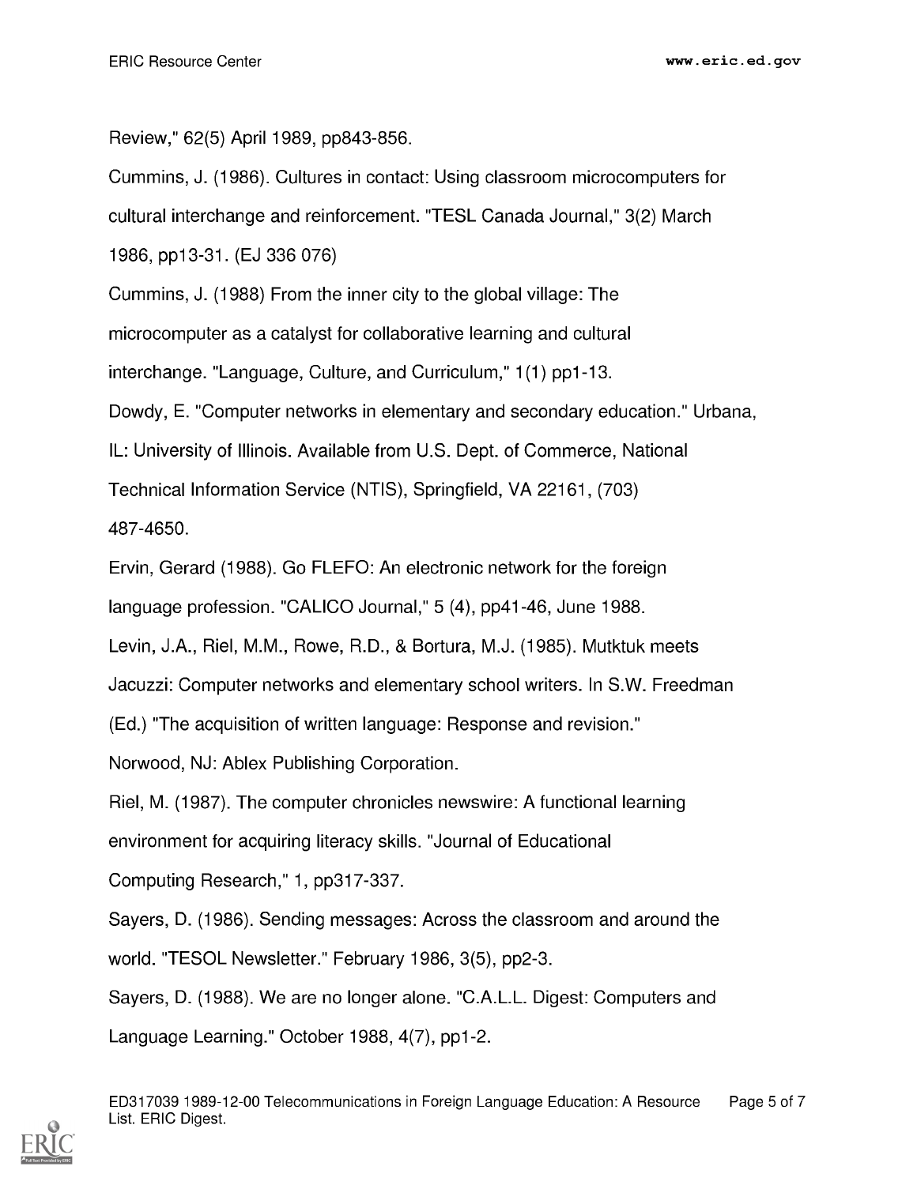Review," 62(5) April 1989, pp843-856.

Cummins, J. (1986). Cultures in contact: Using classroom microcomputers for cultural interchange and reinforcement. "TESL Canada Journal," 3(2) March 1986, pp13-31. (EJ 336 076)

Cummins, J. (1988) From the inner city to the global village: The microcomputer as a catalyst for collaborative learning and cultural interchange. "Language, Culture, and Curriculum," 1(1) pp1-13.

Dowdy, E. "Computer networks in elementary and secondary education." Urbana, IL: University of Illinois. Available from U.S. Dept. of Commerce, National Technical Information Service (NTIS), Springfield, VA 22161, (703) 487-4650.

Ervin, Gerard (1988). Go FLEFO: An electronic network for the foreign language profession. "CALICO Journal," 5 (4), pp41-46, June 1988.

Levin, J.A., Riel, M.M., Rowe, R.D., & Bortura, M.J. (1985). Mutktuk meets Jacuzzi: Computer networks and elementary school writers. In S.W. Freedman (Ed.) "The acquisition of written language: Response and revision." Norwood, NJ: Ablex Publishing Corporation.

Riel, M. (1987). The computer chronicles newswire: A functional learning environment for acquiring literacy skills. "Journal of Educational Computing Research," 1, pp317-337.

Sayers, D. (1986). Sending messages: Across the classroom and around the world. "TESOL Newsletter." February 1986, 3(5), pp2-3.

Sayers, D. (1988). We are no longer alone. "C.A.L.L. Digest: Computers and Language Learning." October 1988, 4(7), pp1-2.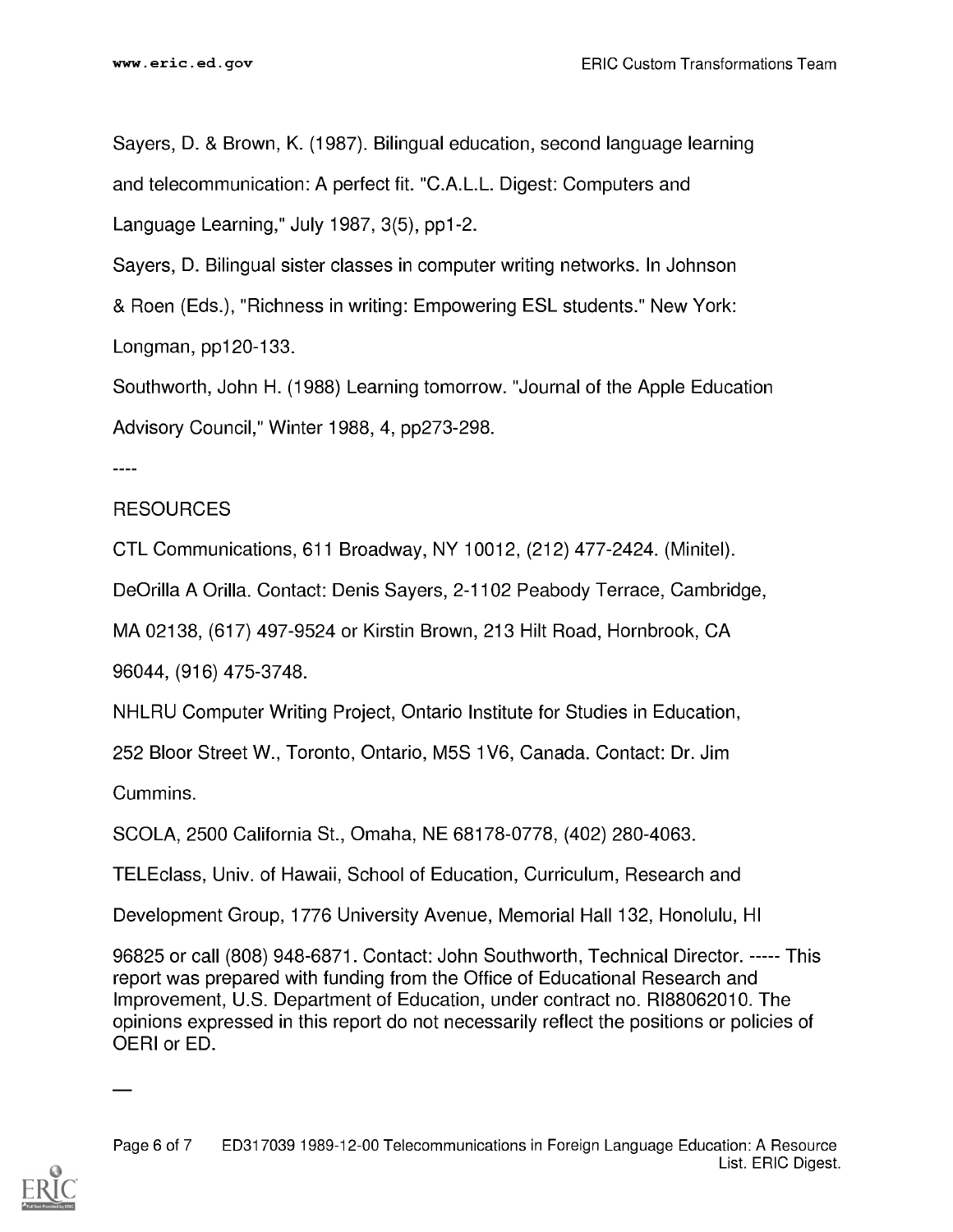Sayers, D. & Brown, K. (1987). Bilingual education, second language learning and telecommunication: A perfect fit. "C.A.L.L. Digest: Computers and Language Learning," July 1987, 3(5), pp1-2.

Sayers, D. Bilingual sister classes in computer writing networks. In Johnson & Roen (Eds.), "Richness in writing: Empowering ESL students." New York: Longman, pp120-133.

Southworth, John H. (1988) Learning tomorrow. "Journal of the Apple Education Advisory Council," Winter 1988, 4, pp273-298.

----

RESOURCES

CTL Communications, 611 Broadway, NY 10012, (212) 477-2424. (Minitel).

DeOrilla A Orilla. Contact: Denis Sayers, 2-1102 Peabody Terrace, Cambridge, MA 02138, (617) 497-9524 or Kirstin Brown, 213 Hilt Road, Hornbrook, CA 96044, (916) 475-3748.

NHLRU Computer Writing Project, Ontario Institute for Studies in Education, 252 Bloor Street W., Toronto, Ontario, M5S 1V6, Canada. Contact: Dr. Jim Cummins.

SCOLA, 2500 California St., Omaha, NE 68178-0778, (402) 280-4063.

TELEclass, Univ. of Hawaii, School of Education, Curriculum, Research and Development Group, 1776 University Avenue, Memorial Hall 132, Honolulu, HI 96825 or call (808) 948-6871. Contact: John Southworth, Technical Director. ----- This report was prepared with funding from the Office of Educational Research and Improvement, U.S. Department of Education, under contract no. RI88062010. The opinions expressed in this report do not necessarily reflect the positions or policies of OERI or ED.

—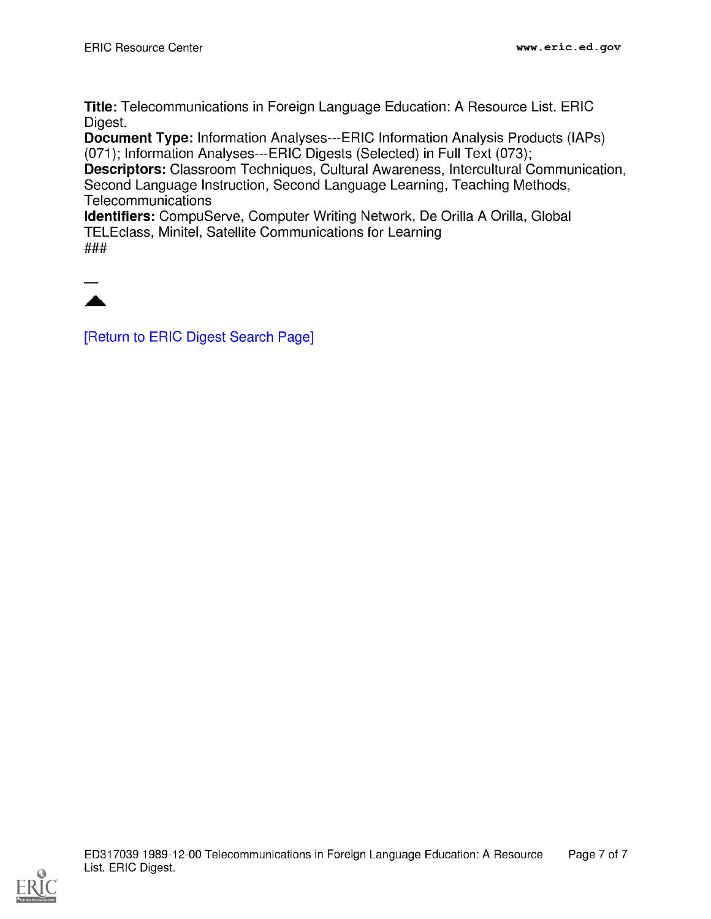**Title:** Telecommunications in Foreign Language Education: A Resource List. ERIC Digest.
**Document Type:** Information Analyses---ERIC Information Analysis Products (IAPs) (071); Information Analyses---ERIC Digests (Selected) in Full Text (073);
**Descriptors:** Classroom Techniques, Cultural Awareness, Intercultural Communication, Second Language Instruction, Second Language Learning, Teaching Methods, Telecommunications
**Identifiers:** CompuServe, Computer Writing Network, De Orilla A Orilla, Global TELEclass, Minitel, Satellite Communications for Learning
###

[Return to ERIC Digest Search Page]